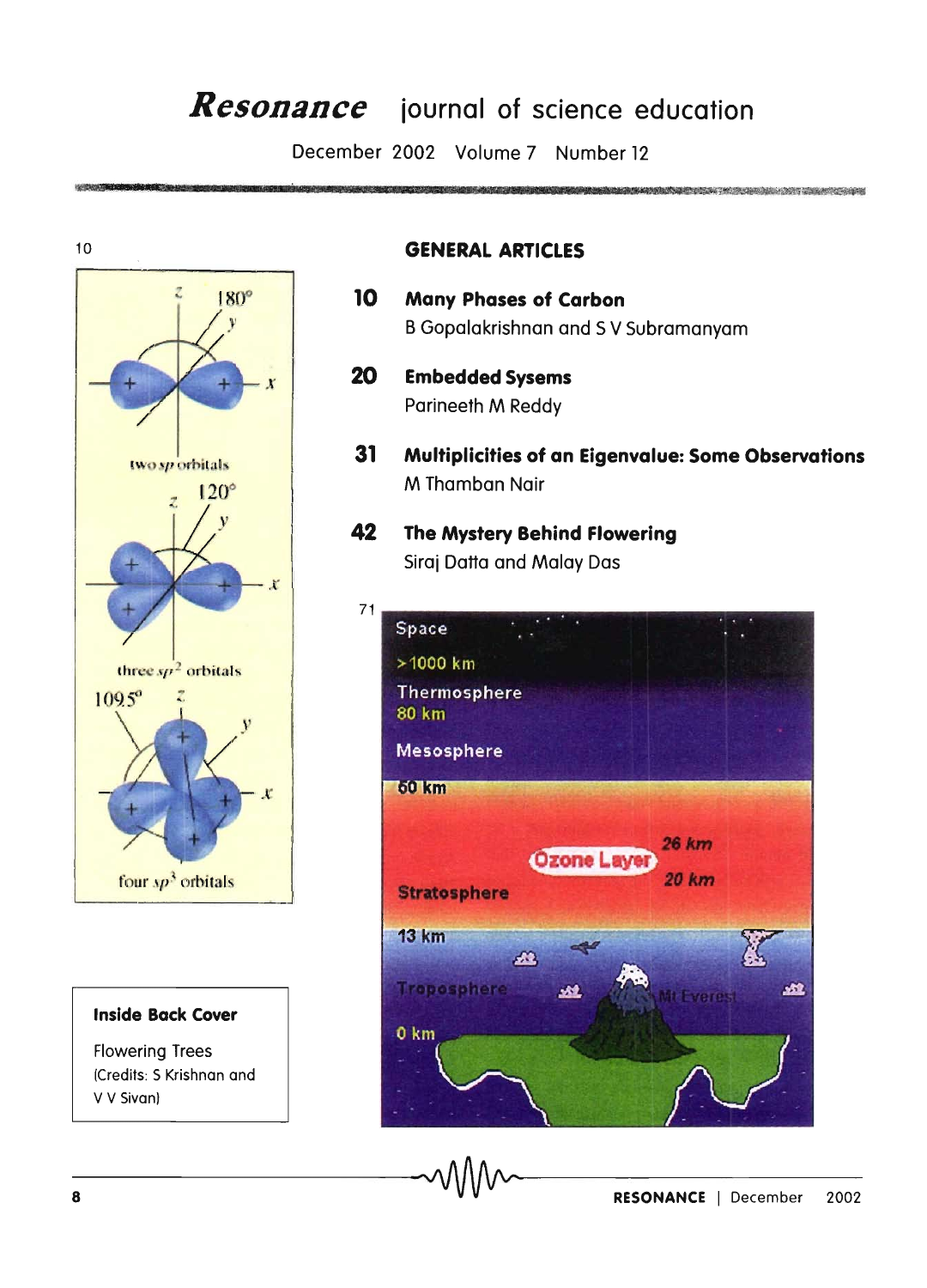# *Resonance* journal of science education

December 2002 Volume 7 Number 12

10

## GENERAL ARTICLES

**10** **Many Phases of Carbon**
B Gopalakrishnan and S V Subramanyam

**20** **Embedded Sysems**
Parineeth M Reddy

**31** **Multiplicities of an Eigenvalue: Some Observations**
M Thamban Nair

**42** **The Mystery Behind Flowering**
Siraj Datta and Malay Das

71

**Inside Back Cover**

Flowering Trees
(Credits: S Krishnan and V V Sivan)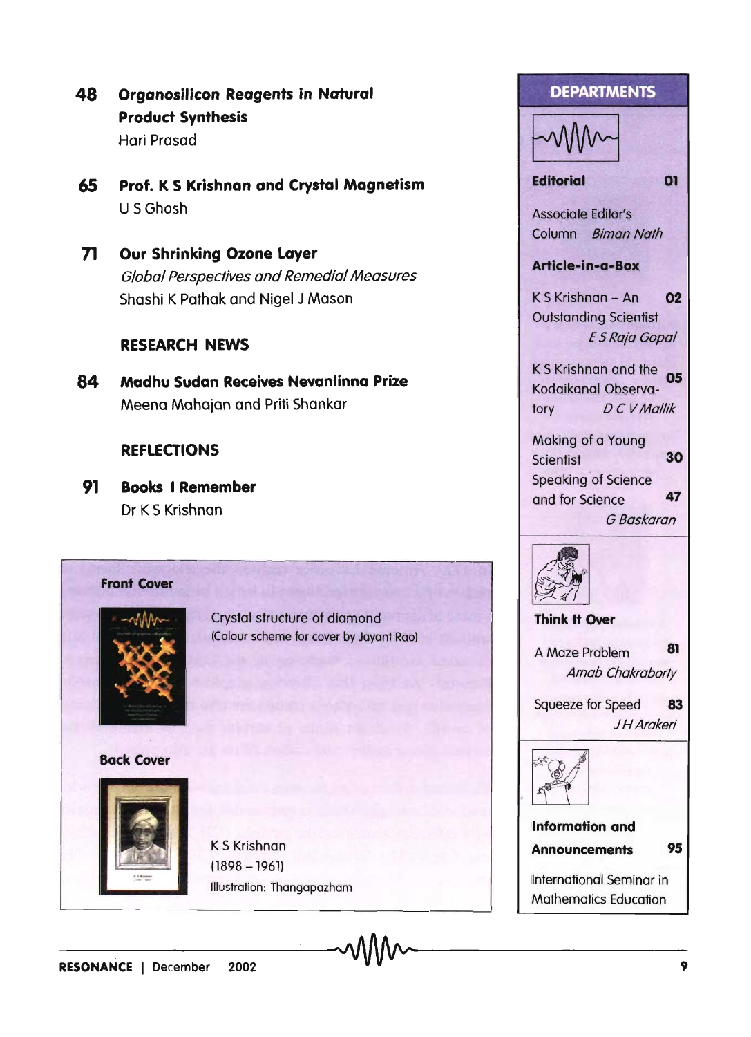**48 Organosilicon Reagents in Natural Product Synthesis**
Hari Prasad

**65 Prof. K S Krishnan and Crystal Magnetism**
U S Ghosh

**71 Our Shrinking Ozone Layer**
*Global Perspectives and Remedial Measures*
Shashi K Pathak and Nigel J Mason

## RESEARCH NEWS

**84 Madhu Sudan Receives Nevanlinna Prize**
Meena Mahajan and Priti Shankar

## REFLECTIONS

**91 Books I Remember**
Dr K S Krishnan

**Front Cover**

Crystal structure of diamond
(Colour scheme for cover by Jayant Rao)

**Back Cover**

K S Krishnan
(1898 – 1961)
Illustration: Thangapazham

## DEPARTMENTS

**Editorial** 01

Associate Editor's Column *Biman Nath*

**Article-in-a-Box**

K S Krishnan – An Outstanding Scientist 02
*E S Raja Gopal*

K S Krishnan and the Kodaikanal Observatory 05
*D C V Mallik*

Making of a Young Scientist 30

Speaking of Science and for Science 47
*G Baskaran*

**Think It Over**

A Maze Problem 81
*Arnab Chakraborty*

Squeeze for Speed 83
*J H Arakeri*

**Information and Announcements** 95

International Seminar in Mathematics Education